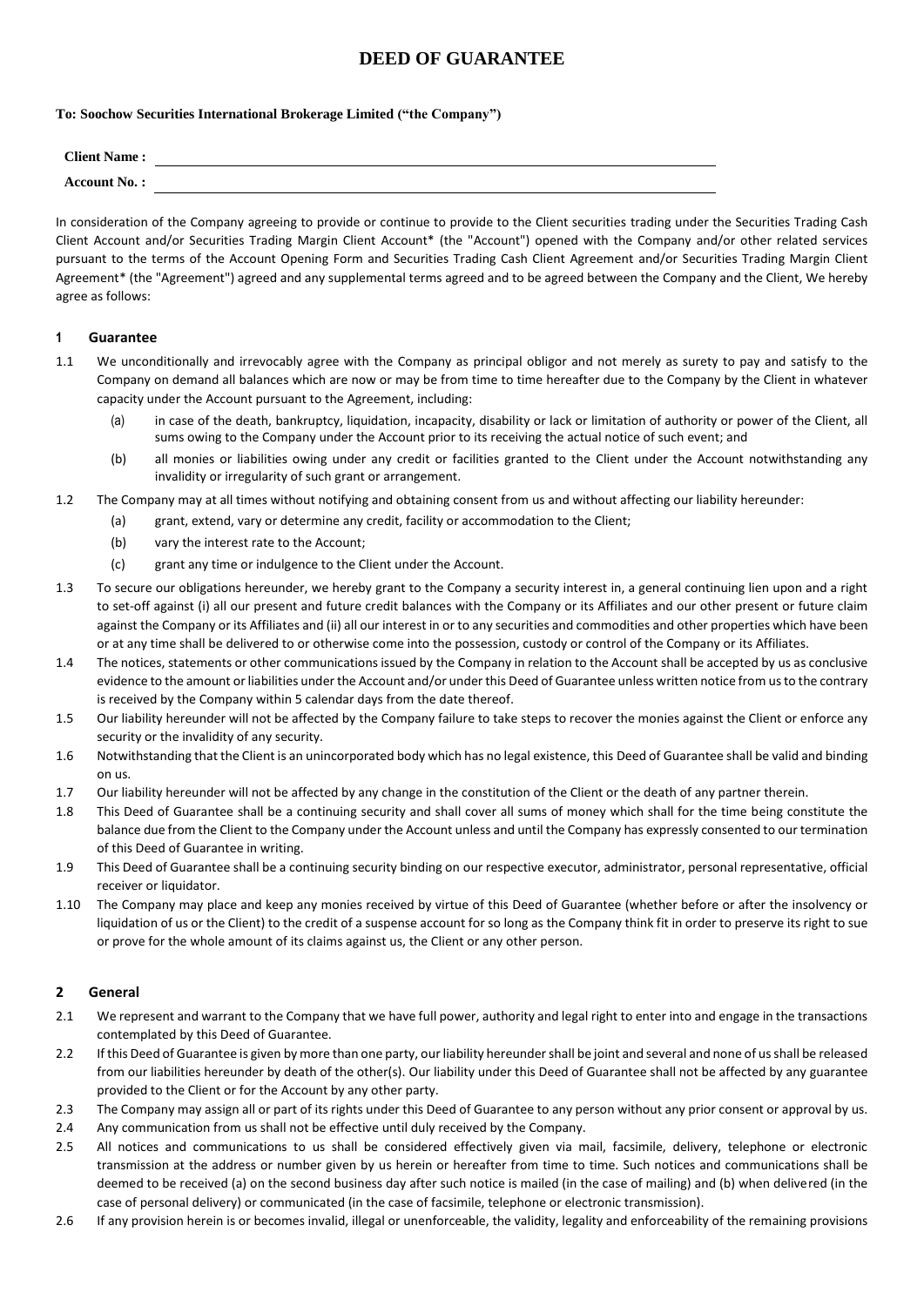# DEED OF GUARANTEE

**To: Soochow Securities International Brokerage Limited ("the Company")**

**Client Name :** ____________________________________________

**Account No. :** ____________________________________________

In consideration of the Company agreeing to provide or continue to provide to the Client securities trading under the Securities Trading Cash Client Account and/or Securities Trading Margin Client Account* (the "Account") opened with the Company and/or other related services pursuant to the terms of the Account Opening Form and Securities Trading Cash Client Agreement and/or Securities Trading Margin Client Agreement* (the "Agreement") agreed and any supplemental terms agreed and to be agreed between the Company and the Client, We hereby agree as follows:

## 1 Guarantee

1.1 We unconditionally and irrevocably agree with the Company as principal obligor and not merely as surety to pay and satisfy to the Company on demand all balances which are now or may be from time to time hereafter due to the Company by the Client in whatever capacity under the Account pursuant to the Agreement, including:

   (a) in case of the death, bankruptcy, liquidation, incapacity, disability or lack or limitation of authority or power of the Client, all sums owing to the Company under the Account prior to its receiving the actual notice of such event; and

   (b) all monies or liabilities owing under any credit or facilities granted to the Client under the Account notwithstanding any invalidity or irregularity of such grant or arrangement.

1.2 The Company may at all times without notifying and obtaining consent from us and without affecting our liability hereunder:

   (a) grant, extend, vary or determine any credit, facility or accommodation to the Client;

   (b) vary the interest rate to the Account;

   (c) grant any time or indulgence to the Client under the Account.

1.3 To secure our obligations hereunder, we hereby grant to the Company a security interest in, a general continuing lien upon and a right to set-off against (i) all our present and future credit balances with the Company or its Affiliates and our other present or future claim against the Company or its Affiliates and (ii) all our interest in or to any securities and commodities and other properties which have been or at any time shall be delivered to or otherwise come into the possession, custody or control of the Company or its Affiliates.

1.4 The notices, statements or other communications issued by the Company in relation to the Account shall be accepted by us as conclusive evidence to the amount or liabilities under the Account and/or under this Deed of Guarantee unless written notice from us to the contrary is received by the Company within 5 calendar days from the date thereof.

1.5 Our liability hereunder will not be affected by the Company failure to take steps to recover the monies against the Client or enforce any security or the invalidity of any security.

1.6 Notwithstanding that the Client is an unincorporated body which has no legal existence, this Deed of Guarantee shall be valid and binding on us.

1.7 Our liability hereunder will not be affected by any change in the constitution of the Client or the death of any partner therein.

1.8 This Deed of Guarantee shall be a continuing security and shall cover all sums of money which shall for the time being constitute the balance due from the Client to the Company under the Account unless and until the Company has expressly consented to our termination of this Deed of Guarantee in writing.

1.9 This Deed of Guarantee shall be a continuing security binding on our respective executor, administrator, personal representative, official receiver or liquidator.

1.10 The Company may place and keep any monies received by virtue of this Deed of Guarantee (whether before or after the insolvency or liquidation of us or the Client) to the credit of a suspense account for so long as the Company think fit in order to preserve its right to sue or prove for the whole amount of its claims against us, the Client or any other person.

## 2 General

2.1 We represent and warrant to the Company that we have full power, authority and legal right to enter into and engage in the transactions contemplated by this Deed of Guarantee.

2.2 If this Deed of Guarantee is given by more than one party, our liability hereunder shall be joint and several and none of us shall be released from our liabilities hereunder by death of the other(s). Our liability under this Deed of Guarantee shall not be affected by any guarantee provided to the Client or for the Account by any other party.

2.3 The Company may assign all or part of its rights under this Deed of Guarantee to any person without any prior consent or approval by us.

2.4 Any communication from us shall not be effective until duly received by the Company.

2.5 All notices and communications to us shall be considered effectively given via mail, facsimile, delivery, telephone or electronic transmission at the address or number given by us herein or hereafter from time to time. Such notices and communications shall be deemed to be received (a) on the second business day after such notice is mailed (in the case of mailing) and (b) when delivered (in the case of personal delivery) or communicated (in the case of facsimile, telephone or electronic transmission).

2.6 If any provision herein is or becomes invalid, illegal or unenforceable, the validity, legality and enforceability of the remaining provisions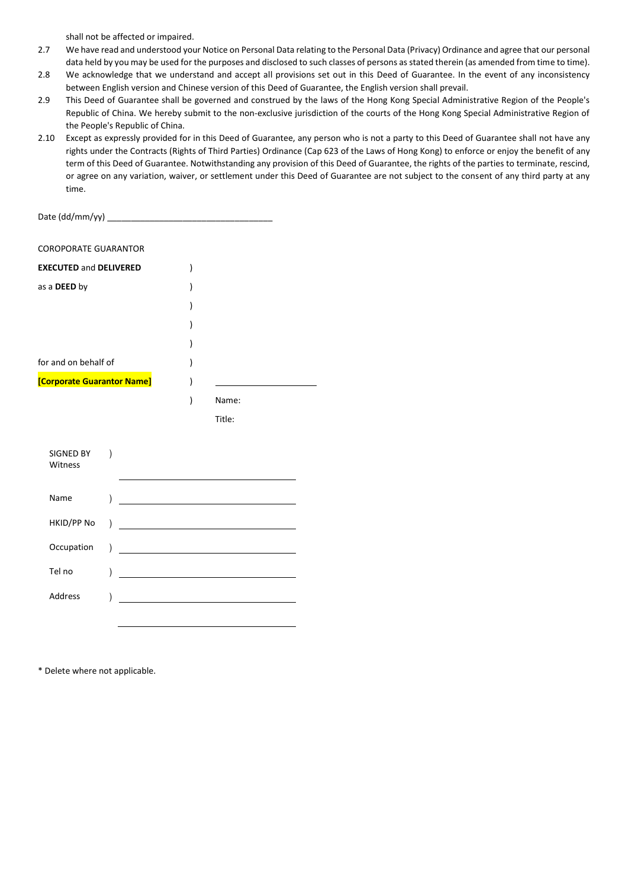shall not be affected or impaired.

2.7 We have read and understood your Notice on Personal Data relating to the Personal Data (Privacy) Ordinance and agree that our personal data held by you may be used for the purposes and disclosed to such classes of persons as stated therein (as amended from time to time).

2.8 We acknowledge that we understand and accept all provisions set out in this Deed of Guarantee. In the event of any inconsistency between English version and Chinese version of this Deed of Guarantee, the English version shall prevail.

2.9 This Deed of Guarantee shall be governed and construed by the laws of the Hong Kong Special Administrative Region of the People's Republic of China. We hereby submit to the non-exclusive jurisdiction of the courts of the Hong Kong Special Administrative Region of the People's Republic of China.

2.10 Except as expressly provided for in this Deed of Guarantee, any person who is not a party to this Deed of Guarantee shall not have any rights under the Contracts (Rights of Third Parties) Ordinance (Cap 623 of the Laws of Hong Kong) to enforce or enjoy the benefit of any term of this Deed of Guarantee. Notwithstanding any provision of this Deed of Guarantee, the rights of the parties to terminate, rescind, or agree on any variation, waiver, or settlement under this Deed of Guarantee are not subject to the consent of any third party at any time.

Date (dd/mm/yy) ___________________________________

COROPORATE GUARANTOR

**EXECUTED** and **DELIVERED** )
as a **DEED** by )
)
)
)
for and on behalf of )
**[Corporate Guarantor Name]** ) ____________________
) Name:
Title:

SIGNED BY )
Witness ____________________________________

Name ) ____________________________________

HKID/PP No ) ____________________________________

Occupation ) ____________________________________

Tel no ) ____________________________________

Address ) ____________________________________

____________________________________

* Delete where not applicable.